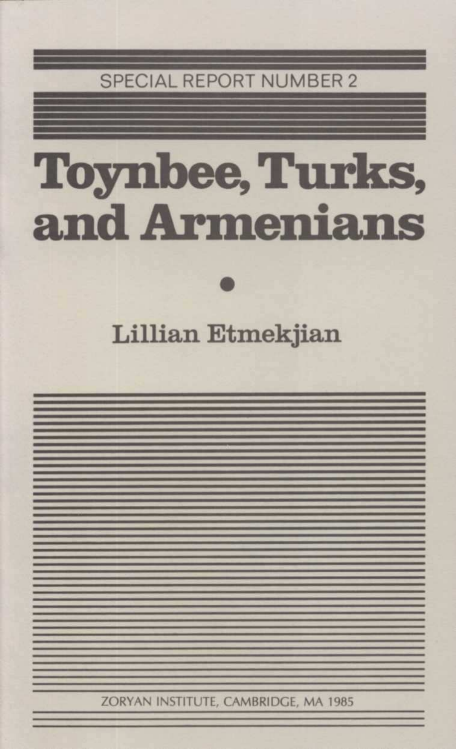SPECIAL REPORT NUMBER 2

# Toynbee, Turks, and Armenians

Lillian Etmekjian

ZORYAN INSTITUTE, CAMBRIDGE, MA 1985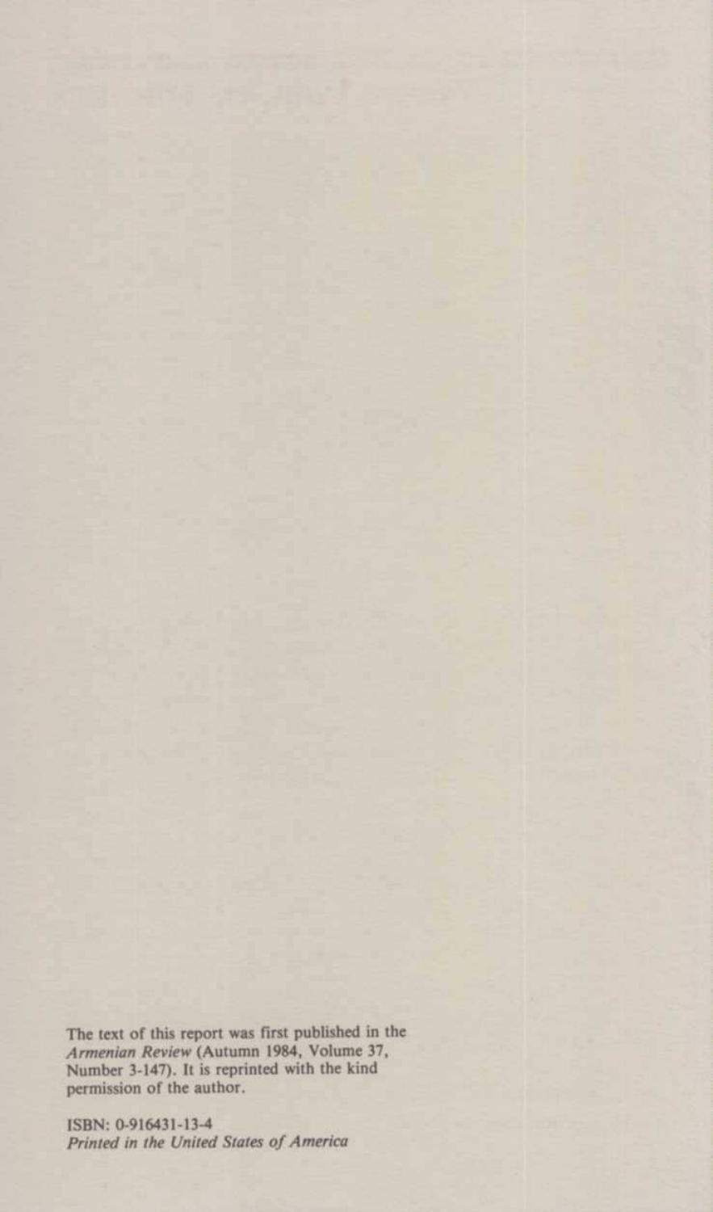The text of this report was first published in the *Armenian Review* (Autumn 1984, Volume 37, Number 3-147). It is reprinted with the kind permission of the author.

ISBN: 0-916431-13-4
*Printed in the United States of America*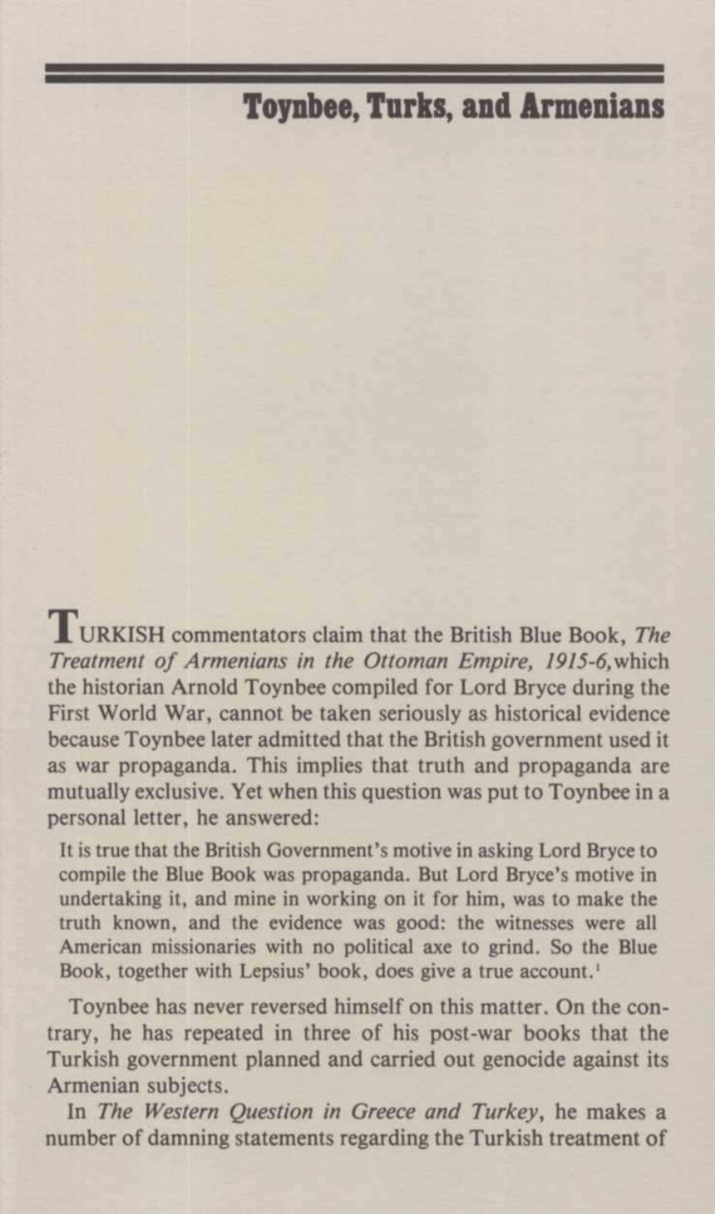## Toynbee, Turks, and Armenians

TURKISH commentators claim that the British Blue Book, *The Treatment of Armenians in the Ottoman Empire, 1915-6,* which the historian Arnold Toynbee compiled for Lord Bryce during the First World War, cannot be taken seriously as historical evidence because Toynbee later admitted that the British government used it as war propaganda. This implies that truth and propaganda are mutually exclusive. Yet when this question was put to Toynbee in a personal letter, he answered:

> It is true that the British Government's motive in asking Lord Bryce to compile the Blue Book was propaganda. But Lord Bryce's motive in undertaking it, and mine in working on it for him, was to make the truth known, and the evidence was good: the witnesses were all American missionaries with no political axe to grind. So the Blue Book, together with Lepsius' book, does give a true account.[1]

Toynbee has never reversed himself on this matter. On the contrary, he has repeated in three of his post-war books that the Turkish government planned and carried out genocide against its Armenian subjects.

In *The Western Question in Greece and Turkey*, he makes a number of damning statements regarding the Turkish treatment of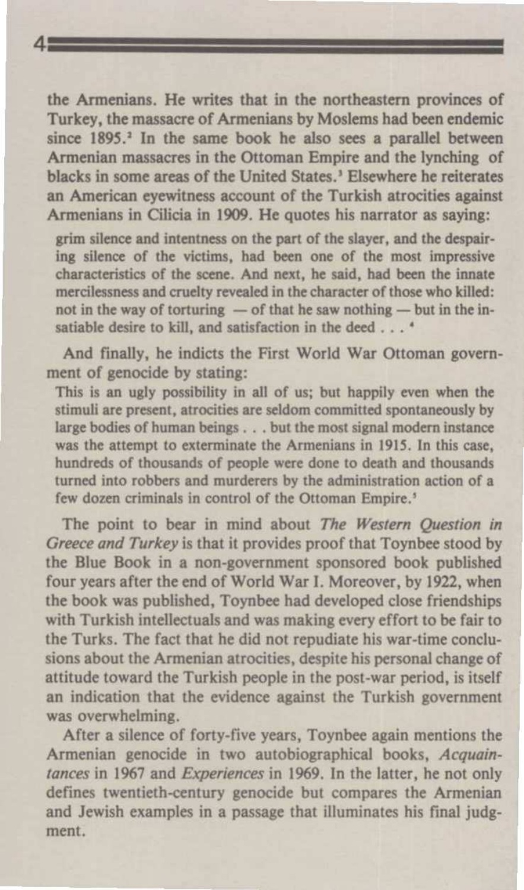the Armenians. He writes that in the northeastern provinces of Turkey, the massacre of Armenians by Moslems had been endemic since 1895.[2] In the same book he also sees a parallel between Armenian massacres in the Ottoman Empire and the lynching of blacks in some areas of the United States.[3] Elsewhere he reiterates an American eyewitness account of the Turkish atrocities against Armenians in Cilicia in 1909. He quotes his narrator as saying:

> grim silence and intentness on the part of the slayer, and the despairing silence of the victims, had been one of the most impressive characteristics of the scene. And next, he said, had been the innate mercilessness and cruelty revealed in the character of those who killed: not in the way of torturing — of that he saw nothing — but in the insatiable desire to kill, and satisfaction in the deed . . .[4]

And finally, he indicts the First World War Ottoman government of genocide by stating:

> This is an ugly possibility in all of us; but happily even when the stimuli are present, atrocities are seldom committed spontaneously by large bodies of human beings . . . but the most signal modern instance was the attempt to exterminate the Armenians in 1915. In this case, hundreds of thousands of people were done to death and thousands turned into robbers and murderers by the administration action of a few dozen criminals in control of the Ottoman Empire.[5]

The point to bear in mind about *The Western Question in Greece and Turkey* is that it provides proof that Toynbee stood by the Blue Book in a non-government sponsored book published four years after the end of World War I. Moreover, by 1922, when the book was published, Toynbee had developed close friendships with Turkish intellectuals and was making every effort to be fair to the Turks. The fact that he did not repudiate his war-time conclusions about the Armenian atrocities, despite his personal change of attitude toward the Turkish people in the post-war period, is itself an indication that the evidence against the Turkish government was overwhelming.

After a silence of forty-five years, Toynbee again mentions the Armenian genocide in two autobiographical books, *Acquaintances* in 1967 and *Experiences* in 1969. In the latter, he not only defines twentieth-century genocide but compares the Armenian and Jewish examples in a passage that illuminates his final judgment.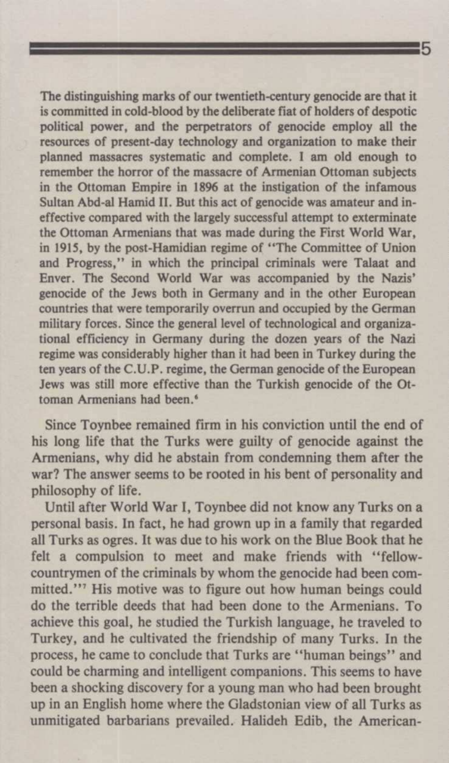The distinguishing marks of our twentieth-century genocide are that it is committed in cold-blood by the deliberate fiat of holders of despotic political power, and the perpetrators of genocide employ all the resources of present-day technology and organization to make their planned massacres systematic and complete. I am old enough to remember the horror of the massacre of Armenian Ottoman subjects in the Ottoman Empire in 1896 at the instigation of the infamous Sultan Abd-al Hamid II. But this act of genocide was amateur and ineffective compared with the largely successful attempt to exterminate the Ottoman Armenians that was made during the First World War, in 1915, by the post-Hamidian regime of "The Committee of Union and Progress," in which the principal criminals were Talaat and Enver. The Second World War was accompanied by the Nazis' genocide of the Jews both in Germany and in the other European countries that were temporarily overrun and occupied by the German military forces. Since the general level of technological and organizational efficiency in Germany during the dozen years of the Nazi regime was considerably higher than it had been in Turkey during the ten years of the C.U.P. regime, the German genocide of the European Jews was still more effective than the Turkish genocide of the Ottoman Armenians had been.[6]

Since Toynbee remained firm in his conviction until the end of his long life that the Turks were guilty of genocide against the Armenians, why did he abstain from condemning them after the war? The answer seems to be rooted in his bent of personality and philosophy of life.

Until after World War I, Toynbee did not know any Turks on a personal basis. In fact, he had grown up in a family that regarded all Turks as ogres. It was due to his work on the Blue Book that he felt a compulsion to meet and make friends with "fellow-countrymen of the criminals by whom the genocide had been committed."[7] His motive was to figure out how human beings could do the terrible deeds that had been done to the Armenians. To achieve this goal, he studied the Turkish language, he traveled to Turkey, and he cultivated the friendship of many Turks. In the process, he came to conclude that Turks are "human beings" and could be charming and intelligent companions. This seems to have been a shocking discovery for a young man who had been brought up in an English home where the Gladstonian view of all Turks as unmitigated barbarians prevailed. Halideh Edib, the American-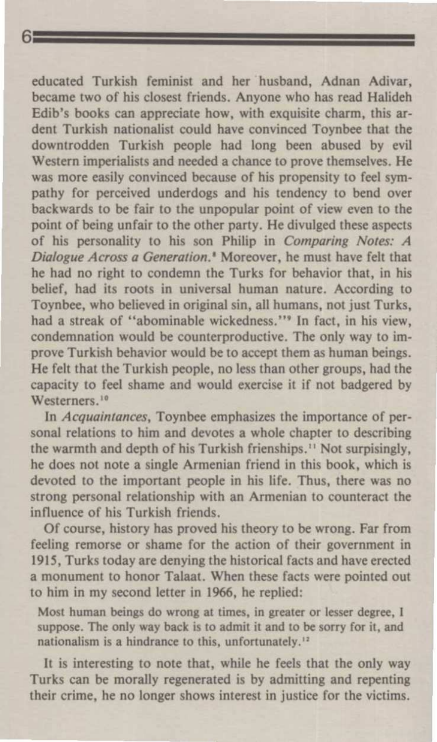educated Turkish feminist and her husband, Adnan Adivar, became two of his closest friends. Anyone who has read Halideh Edib's books can appreciate how, with exquisite charm, this ardent Turkish nationalist could have convinced Toynbee that the downtrodden Turkish people had long been abused by evil Western imperialists and needed a chance to prove themselves. He was more easily convinced because of his propensity to feel sympathy for perceived underdogs and his tendency to bend over backwards to be fair to the unpopular point of view even to the point of being unfair to the other party. He divulged these aspects of his personality to his son Philip in *Comparing Notes: A Dialogue Across a Generation.*[8] Moreover, he must have felt that he had no right to condemn the Turks for behavior that, in his belief, had its roots in universal human nature. According to Toynbee, who believed in original sin, all humans, not just Turks, had a streak of "abominable wickedness."[9] In fact, in his view, condemnation would be counterproductive. The only way to improve Turkish behavior would be to accept them as human beings. He felt that the Turkish people, no less than other groups, had the capacity to feel shame and would exercise it if not badgered by Westerners.[10]

In *Acquaintances*, Toynbee emphasizes the importance of personal relations to him and devotes a whole chapter to describing the warmth and depth of his Turkish frienships.[11] Not surpisingly, he does not note a single Armenian friend in this book, which is devoted to the important people in his life. Thus, there was no strong personal relationship with an Armenian to counteract the influence of his Turkish friends.

Of course, history has proved his theory to be wrong. Far from feeling remorse or shame for the action of their government in 1915, Turks today are denying the historical facts and have erected a monument to honor Talaat. When these facts were pointed out to him in my second letter in 1966, he replied:

> Most human beings do wrong at times, in greater or lesser degree, I suppose. The only way back is to admit it and to be sorry for it, and nationalism is a hindrance to this, unfortunately.[12]

It is interesting to note that, while he feels that the only way Turks can be morally regenerated is by admitting and repenting their crime, he no longer shows interest in justice for the victims.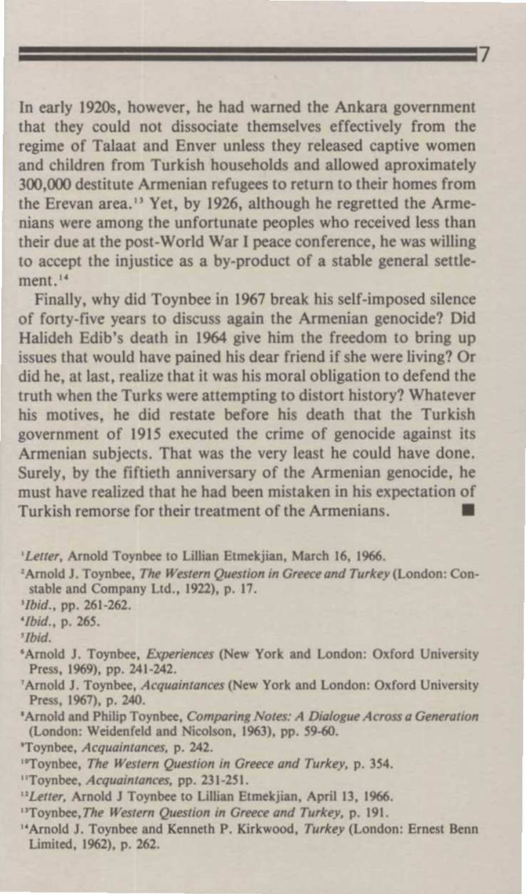In early 1920s, however, he had warned the Ankara government that they could not dissociate themselves effectively from the regime of Talaat and Enver unless they released captive women and children from Turkish households and allowed aproximately 300,000 destitute Armenian refugees to return to their homes from the Erevan area.[13] Yet, by 1926, although he regretted the Armenians were among the unfortunate peoples who received less than their due at the post-World War I peace conference, he was willing to accept the injustice as a by-product of a stable general settlement.[14]

Finally, why did Toynbee in 1967 break his self-imposed silence of forty-five years to discuss again the Armenian genocide? Did Halideh Edib's death in 1964 give him the freedom to bring up issues that would have pained his dear friend if she were living? Or did he, at last, realize that it was his moral obligation to defend the truth when the Turks were attempting to distort history? Whatever his motives, he did restate before his death that the Turkish government of 1915 executed the crime of genocide against its Armenian subjects. That was the very least he could have done. Surely, by the fiftieth anniversary of the Armenian genocide, he must have realized that he had been mistaken in his expectation of Turkish remorse for their treatment of the Armenians. ■

[1] *Letter*, Arnold Toynbee to Lillian Etmekjian, March 16, 1966.

[2] Arnold J. Toynbee, *The Western Question in Greece and Turkey* (London: Constable and Company Ltd., 1922), p. 17.

[3] *Ibid.*, pp. 261-262.

[4] *Ibid.*, p. 265.

[5] *Ibid.*

[6] Arnold J. Toynbee, *Experiences* (New York and London: Oxford University Press, 1969), pp. 241-242.

[7] Arnold J. Toynbee, *Acquaintances* (New York and London: Oxford University Press, 1967), p. 240.

[8] Arnold and Philip Toynbee, *Comparing Notes: A Dialogue Across a Generation* (London: Weidenfeld and Nicolson, 1963), pp. 59-60.

[9] Toynbee, *Acquaintances*, p. 242.

[10] Toynbee, *The Western Question in Greece and Turkey*, p. 354.

[11] Toynbee, *Acquaintances*, pp. 231-251.

[12] *Letter*, Arnold J Toynbee to Lillian Etmekjian, April 13, 1966.

[13] Toynbee, *The Western Question in Greece and Turkey*, p. 191.

[14] Arnold J. Toynbee and Kenneth P. Kirkwood, *Turkey* (London: Ernest Benn Limited, 1962), p. 262.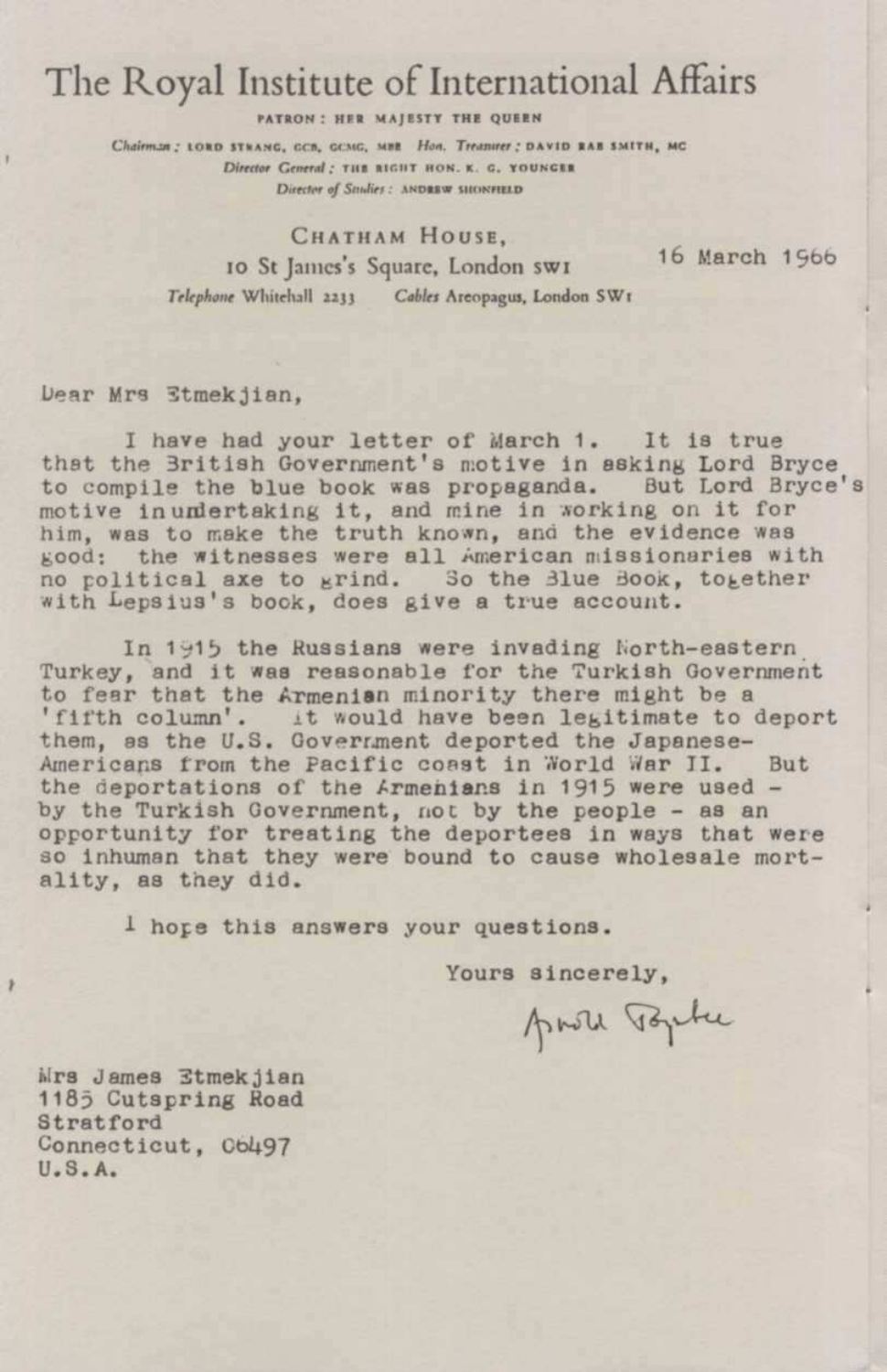# The Royal Institute of International Affairs

PATRON : HER MAJESTY THE QUEEN

*Chairman* : LORD STRANG, GCB, GCMG, MBE *Hon. Treasurer* : DAVID RAE SMITH, MC

*Director General* : THE RIGHT HON. K. G. YOUNGER

*Director of Studies* : ANDREW SHONFIELD

CHATHAM HOUSE,
10 St James's Square, London SW1
*Telephone* Whitehall 2233 *Cables* Areopagus, London SW1

16 March 1966

Dear Mrs Etmekjian,

I have had your letter of March 1. It is true that the British Government's motive in asking Lord Bryce to compile the blue book was propaganda. But Lord Bryce's motive in undertaking it, and mine in working on it for him, was to make the truth known, and the evidence was good: the witnesses were all American missionaries with no political axe to grind. So the Blue Book, together with Lepsius's book, does give a true account.

In 1915 the Russians were invading North-eastern Turkey, and it was reasonable for the Turkish Government to fear that the Armenian minority there might be a 'fifth column'. It would have been legitimate to deport them, as the U.S. Government deported the Japanese-Americans from the Pacific coast in World War II. But the deportations of the Armenians in 1915 were used - by the Turkish Government, not by the people - as an opportunity for treating the deportees in ways that were so inhuman that they were bound to cause wholesale mortality, as they did.

I hope this answers your questions.

Yours sincerely,

Arnold Toynbee

Mrs James Etmekjian
1185 Cutspring Road
Stratford
Connecticut, 06497
U.S.A.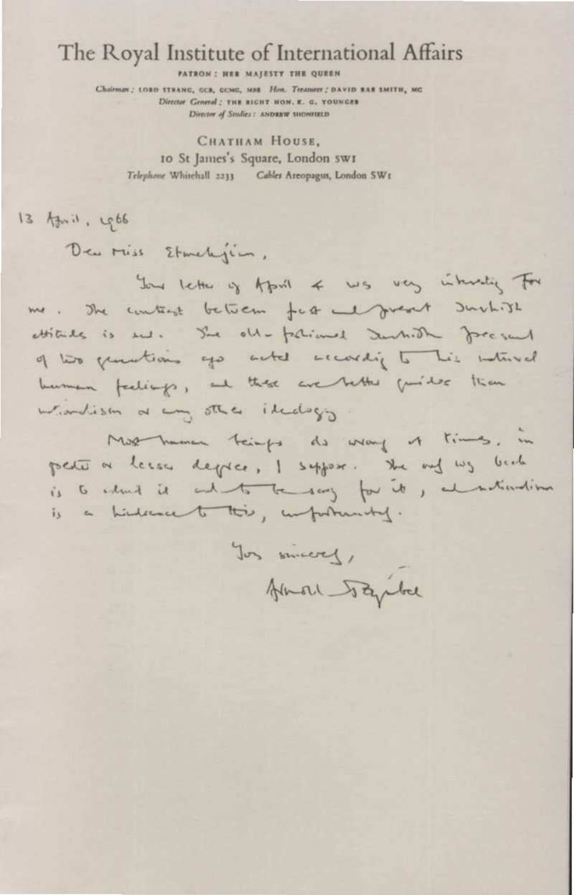# The Royal Institute of International Affairs

PATRON: HER MAJESTY THE QUEEN

Chairman: LORD STRANG, GCB, GCMG, MBE  Hon. Treasurer: DAVID BAR SMITH, MC
Director General: THE RIGHT HON. K. G. YOUNGER
Director of Studies: ANDREW SHONFIELD

CHATHAM HOUSE,
10 St James's Square, London SW1
Telephone Whitehall 2233   Cables Areopagus, London SW1

13 April, 1966

Dear Miss Etmekjian,

Your letter of April 4 was very interesting for me. The contrast between past and present Turkish attitudes is sad. The old-fashioned Turkish peasant of two generations ago acted according to his natural human feelings, and these are better guides than nationalism or any other ideology.

Most human beings do wrong at times, in greater or lesser degree, I suppose. The only way back is to admit it and to be sorry for it, and nationalism is a hindrance to this, unfortunately.

Yours sincerely,

Arnold Toynbee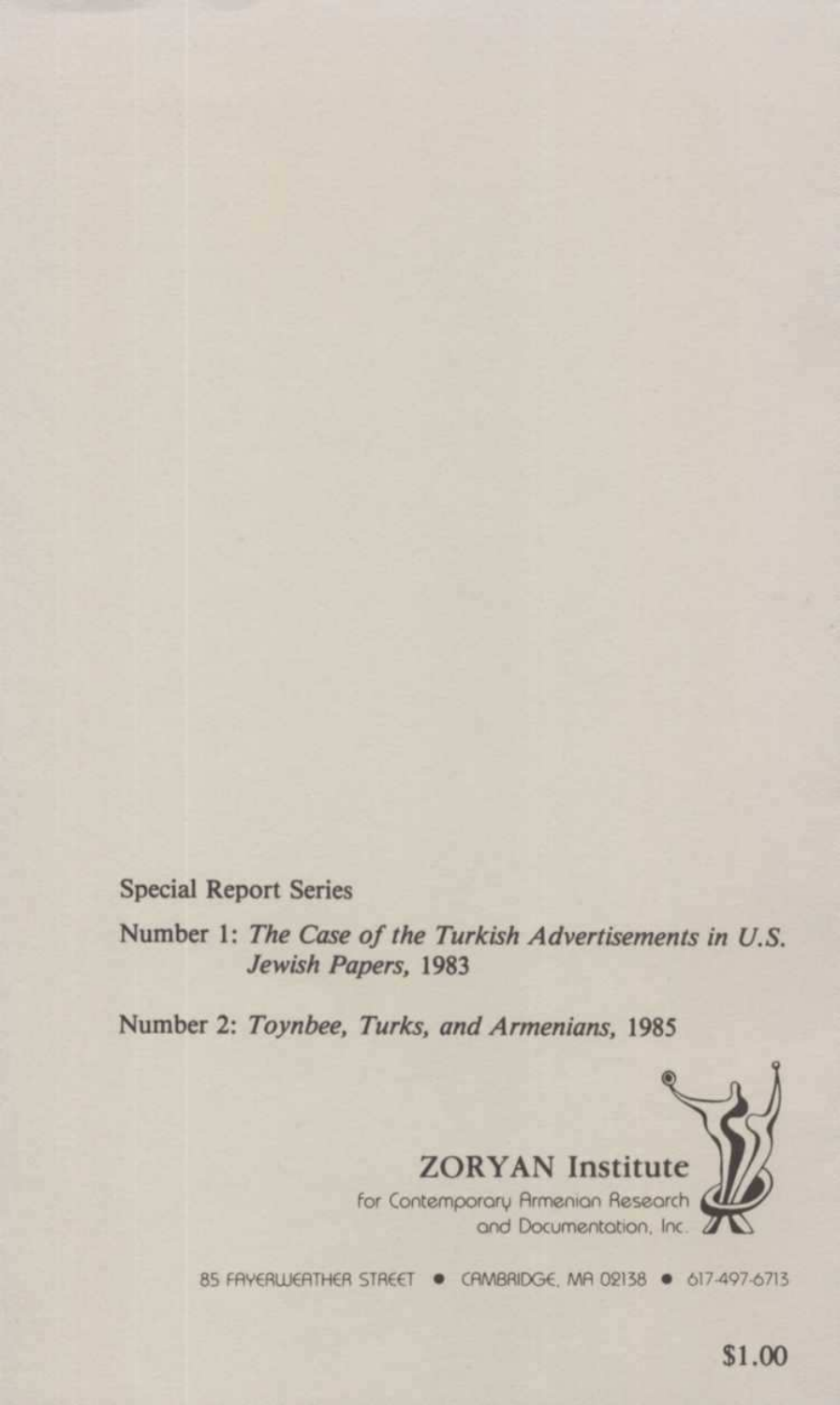Special Report Series

Number 1: *The Case of the Turkish Advertisements in U.S. Jewish Papers,* 1983

Number 2: *Toynbee, Turks, and Armenians,* 1985

**ZORYAN Institute**
for Contemporary Armenian Research and Documentation, Inc.

85 FAYERWEATHER STREET • CAMBRIDGE, MA 02138 • 617-497-6713

$1.00